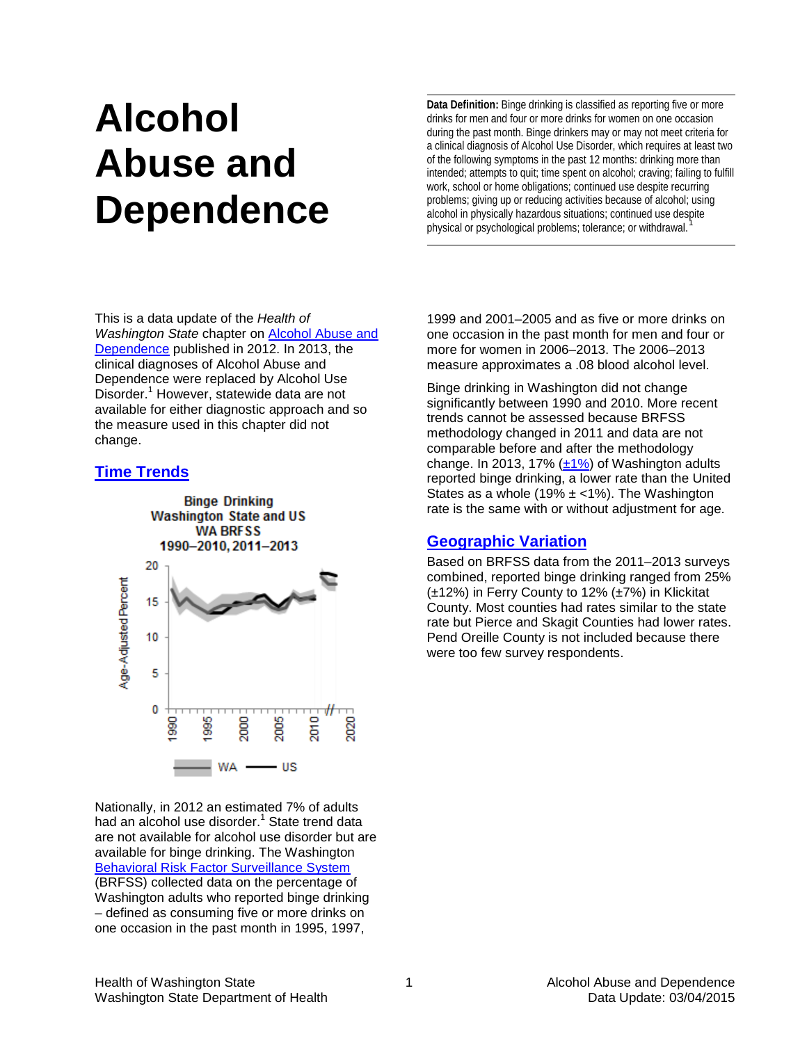# Alcohol Abuse and Dependence

**Data Definition:** Binge drinking is classified as reporting five or more drinks for men and four or more drinks for women on one occasion during the past month. Binge drinkers may or may not meet criteria for a clinical diagnosis of Alcohol Use Disorder, which requires at least two of the following symptoms in the past 12 months: drinking more than intended; attempts to quit; time spent on alcohol; craving; failing to fulfill work, school or home obligations; continued use despite recurring problems; giving up or reducing activities because of alcohol; using alcohol in physically hazardous situations; continued use despite physical or psychological problems; tolerance; or withdrawal.[1]

This is a data update of the *Health of Washington State* chapter on Alcohol Abuse and Dependence published in 2012. In 2013, the clinical diagnoses of Alcohol Abuse and Dependence were replaced by Alcohol Use Disorder.[1] However, statewide data are not available for either diagnostic approach and so the measure used in this chapter did not change.

## Time Trends

Binge Drinking
Washington State and US
WA BRFSS
1990–2010, 2011–2013

Nationally, in 2012 an estimated 7% of adults had an alcohol use disorder.[1] State trend data are not available for alcohol use disorder but are available for binge drinking. The Washington Behavioral Risk Factor Surveillance System (BRFSS) collected data on the percentage of Washington adults who reported binge drinking – defined as consuming five or more drinks on one occasion in the past month in 1995, 1997, 1999 and 2001–2005 and as five or more drinks on one occasion in the past month for men and four or more for women in 2006–2013. The 2006–2013 measure approximates a .08 blood alcohol level.

Binge drinking in Washington did not change significantly between 1990 and 2010. More recent trends cannot be assessed because BRFSS methodology changed in 2011 and data are not comparable before and after the methodology change. In 2013, 17% (±1%) of Washington adults reported binge drinking, a lower rate than the United States as a whole (19% ± <1%). The Washington rate is the same with or without adjustment for age.

## Geographic Variation

Based on BRFSS data from the 2011–2013 surveys combined, reported binge drinking ranged from 25% (±12%) in Ferry County to 12% (±7%) in Klickitat County. Most counties had rates similar to the state rate but Pierce and Skagit Counties had lower rates. Pend Oreille County is not included because there were too few survey respondents.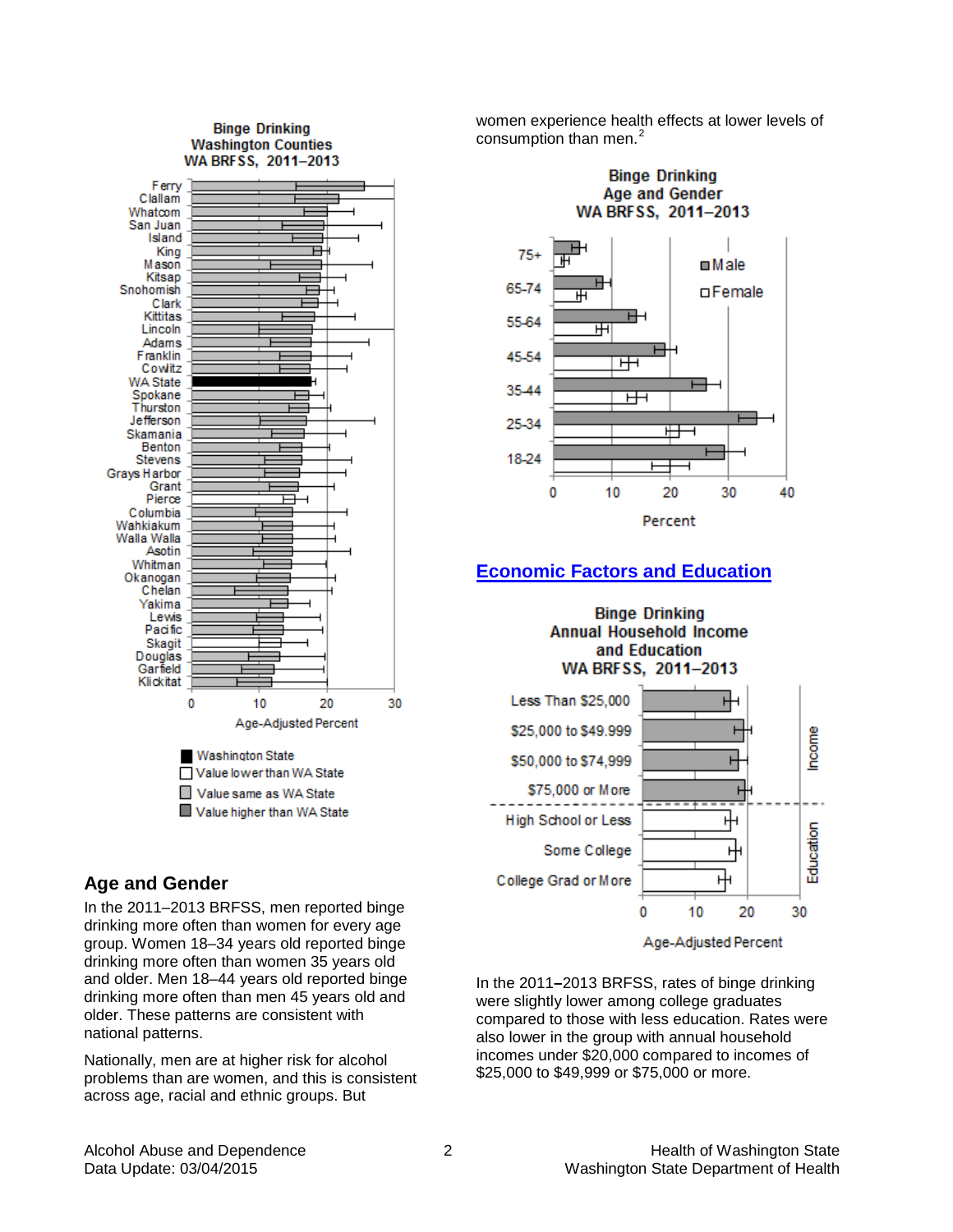**Binge Drinking**
**Washington Counties**
**WA BRFSS, 2011–2013**

Ferry, Clallam, Whatcom, San Juan, Island, King, Mason, Kitsap, Snohomish, Clark, Kittitas, Lincoln, Adams, Franklin, Cowlitz, WA State, Spokane, Thurston, Jefferson, Skamania, Benton, Stevens, Grays Harbor, Grant, Pierce, Columbia, Wahkiakum, Walla Walla, Asotin, Whitman, Okanogan, Chelan, Yakima, Lewis, Pacific, Skagit, Douglas, Garfield, Klickitat

0 10 20 30

Age-Adjusted Percent

- Washington State
- Value lower than WA State
- Value same as WA State
- Value higher than WA State

## Age and Gender

In the 2011–2013 BRFSS, men reported binge drinking more often than women for every age group. Women 18–34 years old reported binge drinking more often than women 35 years old and older. Men 18–44 years old reported binge drinking more often than men 45 years old and older. These patterns are consistent with national patterns.

Nationally, men are at higher risk for alcohol problems than are women, and this is consistent across age, racial and ethnic groups. But women experience health effects at lower levels of consumption than men.[2]

**Binge Drinking**
**Age and Gender**
**WA BRFSS, 2011–2013**

75+, 65-74, 55-64, 45-54, 35-44, 25-34, 18-24

Male / Female

0 10 20 30 40

Percent

## Economic Factors and Education

**Binge Drinking**
**Annual Household Income and Education**
**WA BRFSS, 2011–2013**

Income: Less Than $25,000; $25,000 to $49.999; $50,000 to $74,999; $75,000 or More

Education: High School or Less; Some College; College Grad or More

0 10 20 30

Age-Adjusted Percent

In the 2011–2013 BRFSS, rates of binge drinking were slightly lower among college graduates compared to those with less education. Rates were also lower in the group with annual household incomes under $20,000 compared to incomes of $25,000 to $49,999 or $75,000 or more.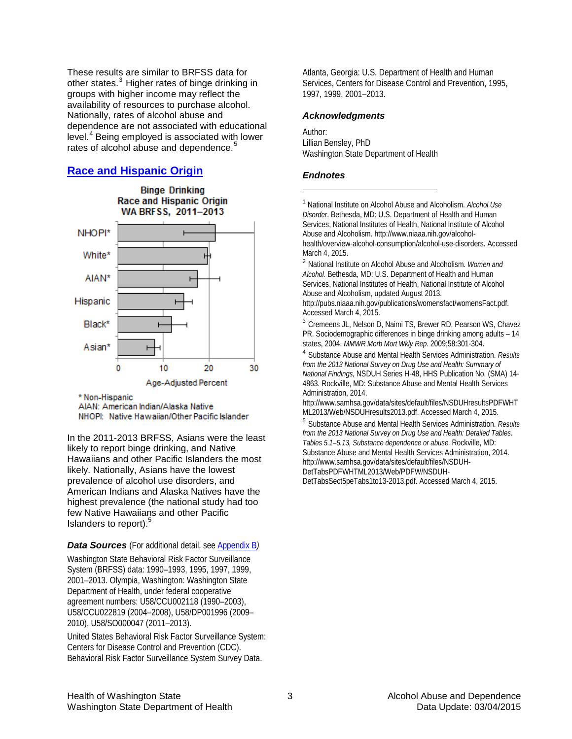These results are similar to BRFSS data for other states.[3] Higher rates of binge drinking in groups with higher income may reflect the availability of resources to purchase alcohol. Nationally, rates of alcohol abuse and dependence are not associated with educational level.[4] Being employed is associated with lower rates of alcohol abuse and dependence.[5]

## Race and Hispanic Origin

Binge Drinking
Race and Hispanic Origin
WA BRFSS, 2011–2013

NHOPI*
White*
AIAN*
Hispanic
Black*
Asian*

0
10
20
30

Age-Adjusted Percent

\* Non-Hispanic
AIAN: American Indian/Alaska Native
NHOPI: Native Hawaiian/Other Pacific Islander

In the 2011-2013 BRFSS, Asians were the least likely to report binge drinking, and Native Hawaiians and other Pacific Islanders the most likely. Nationally, Asians have the lowest prevalence of alcohol use disorders, and American Indians and Alaska Natives have the highest prevalence (the national study had too few Native Hawaiians and other Pacific Islanders to report).[5]

***Data Sources*** (For additional detail, see Appendix B)

Washington State Behavioral Risk Factor Surveillance System (BRFSS) data: 1990–1993, 1995, 1997, 1999, 2001–2013. Olympia, Washington: Washington State Department of Health, under federal cooperative agreement numbers: U58/CCU002118 (1990–2003), U58/CCU022819 (2004–2008), U58/DP001996 (2009–2010), U58/SO000047 (2011–2013).

United States Behavioral Risk Factor Surveillance System: Centers for Disease Control and Prevention (CDC). Behavioral Risk Factor Surveillance System Survey Data. Atlanta, Georgia: U.S. Department of Health and Human Services, Centers for Disease Control and Prevention, 1995, 1997, 1999, 2001–2013.

### *Acknowledgments*

Author:
Lillian Bensley, PhD
Washington State Department of Health

### *Endnotes*

[1] National Institute on Alcohol Abuse and Alcoholism. *Alcohol Use Disorder*. Bethesda, MD: U.S. Department of Health and Human Services, National Institutes of Health, National Institute of Alcohol Abuse and Alcoholism. http://www.niaaa.nih.gov/alcohol-health/overview-alcohol-consumption/alcohol-use-disorders. Accessed March 4, 2015.

[2] National Institute on Alcohol Abuse and Alcoholism. *Women and Alcohol.* Bethesda, MD: U.S. Department of Health and Human Services, National Institutes of Health, National Institute of Alcohol Abuse and Alcoholism, updated August 2013. http://pubs.niaaa.nih.gov/publications/womensfact/womensFact.pdf. Accessed March 4, 2015.

[3] Cremeens JL, Nelson D, Naimi TS, Brewer RD, Pearson WS, Chavez PR. Sociodemographic differences in binge drinking among adults – 14 states, 2004. *MMWR Morb Mort Wkly Rep.* 2009;58:301-304.

[4] Substance Abuse and Mental Health Services Administration. *Results from the 2013 National Survey on Drug Use and Health: Summary of National Findings,* NSDUH Series H-48, HHS Publication No. (SMA) 14-4863. Rockville, MD: Substance Abuse and Mental Health Services Administration, 2014. http://www.samhsa.gov/data/sites/default/files/NSDUHresultsPDFWHTML2013/Web/NSDUHresults2013.pdf. Accessed March 4, 2015.

[5] Substance Abuse and Mental Health Services Administration. *Results from the 2013 National Survey on Drug Use and Health: Detailed Tables. Tables 5.1–5.13, Substance dependence or abuse.* Rockville, MD: Substance Abuse and Mental Health Services Administration, 2014. http://www.samhsa.gov/data/sites/default/files/NSDUH-DetTabsPDFWHTML2013/Web/PDFW/NSDUH-DetTabsSect5peTabs1to13-2013.pdf. Accessed March 4, 2015.